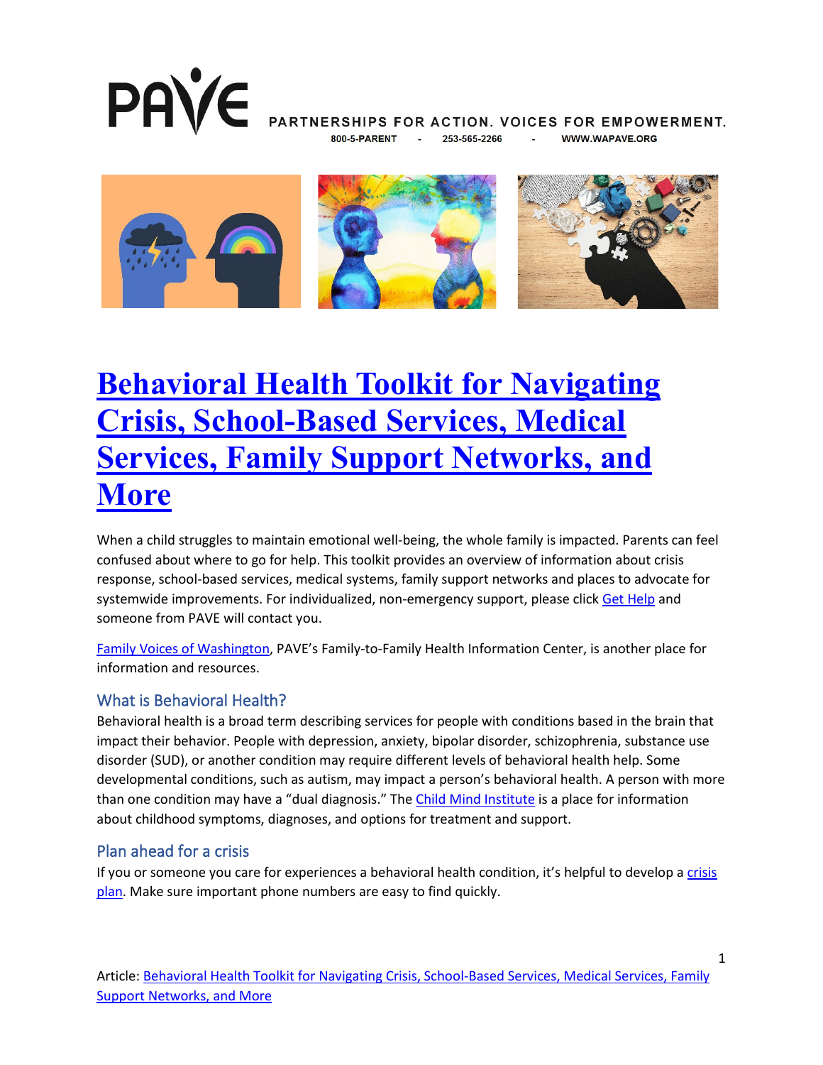PAVE

PARTNERSHIPS FOR ACTION. VOICES FOR EMPOWERMENT.

800-5-PARENT - 253-565-2266 - WWW.WAPAVE.ORG

# Behavioral Health Toolkit for Navigating Crisis, School-Based Services, Medical Services, Family Support Networks, and More

When a child struggles to maintain emotional well-being, the whole family is impacted. Parents can feel confused about where to go for help. This toolkit provides an overview of information about crisis response, school-based services, medical systems, family support networks and places to advocate for systemwide improvements. For individualized, non-emergency support, please click Get Help and someone from PAVE will contact you.

Family Voices of Washington, PAVE's Family-to-Family Health Information Center, is another place for information and resources.

## What is Behavioral Health?

Behavioral health is a broad term describing services for people with conditions based in the brain that impact their behavior. People with depression, anxiety, bipolar disorder, schizophrenia, substance use disorder (SUD), or another condition may require different levels of behavioral health help. Some developmental conditions, such as autism, may impact a person's behavioral health. A person with more than one condition may have a "dual diagnosis." The Child Mind Institute is a place for information about childhood symptoms, diagnoses, and options for treatment and support.

## Plan ahead for a crisis

If you or someone you care for experiences a behavioral health condition, it's helpful to develop a crisis plan. Make sure important phone numbers are easy to find quickly.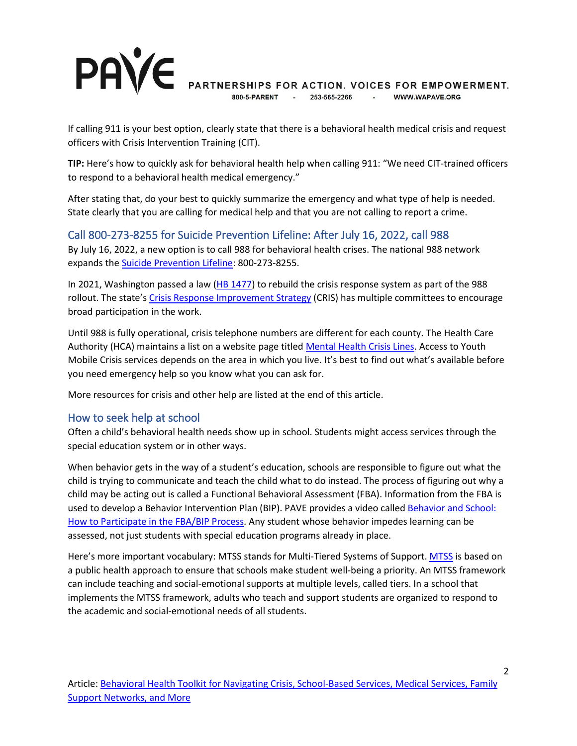If calling 911 is your best option, clearly state that there is a behavioral health medical crisis and request officers with Crisis Intervention Training (CIT).

**TIP:** Here's how to quickly ask for behavioral health help when calling 911: "We need CIT-trained officers to respond to a behavioral health medical emergency."

After stating that, do your best to quickly summarize the emergency and what type of help is needed. State clearly that you are calling for medical help and that you are not calling to report a crime.

## Call 800-273-8255 for Suicide Prevention Lifeline: After July 16, 2022, call 988

By July 16, 2022, a new option is to call 988 for behavioral health crises. The national 988 network expands the Suicide Prevention Lifeline: 800-273-8255.

In 2021, Washington passed a law (HB 1477) to rebuild the crisis response system as part of the 988 rollout. The state's Crisis Response Improvement Strategy (CRIS) has multiple committees to encourage broad participation in the work.

Until 988 is fully operational, crisis telephone numbers are different for each county. The Health Care Authority (HCA) maintains a list on a website page titled Mental Health Crisis Lines. Access to Youth Mobile Crisis services depends on the area in which you live. It's best to find out what's available before you need emergency help so you know what you can ask for.

More resources for crisis and other help are listed at the end of this article.

## How to seek help at school

Often a child's behavioral health needs show up in school. Students might access services through the special education system or in other ways.

When behavior gets in the way of a student's education, schools are responsible to figure out what the child is trying to communicate and teach the child what to do instead. The process of figuring out why a child may be acting out is called a Functional Behavioral Assessment (FBA). Information from the FBA is used to develop a Behavior Intervention Plan (BIP). PAVE provides a video called Behavior and School: How to Participate in the FBA/BIP Process. Any student whose behavior impedes learning can be assessed, not just students with special education programs already in place.

Here's more important vocabulary: MTSS stands for Multi-Tiered Systems of Support. MTSS is based on a public health approach to ensure that schools make student well-being a priority. An MTSS framework can include teaching and social-emotional supports at multiple levels, called tiers. In a school that implements the MTSS framework, adults who teach and support students are organized to respond to the academic and social-emotional needs of all students.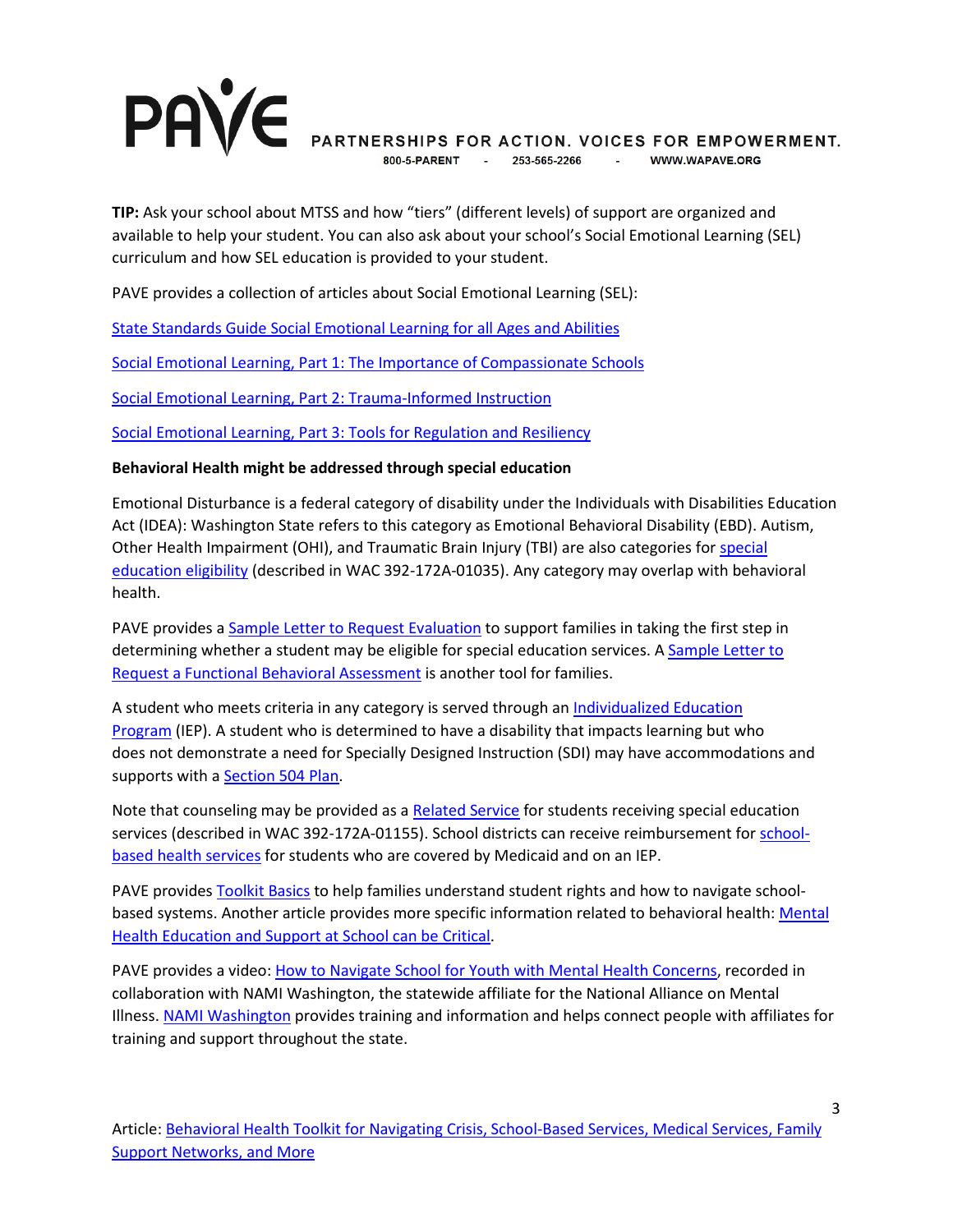**TIP:** Ask your school about MTSS and how "tiers" (different levels) of support are organized and available to help your student. You can also ask about your school's Social Emotional Learning (SEL) curriculum and how SEL education is provided to your student.

PAVE provides a collection of articles about Social Emotional Learning (SEL):

State Standards Guide Social Emotional Learning for all Ages and Abilities

Social Emotional Learning, Part 1: The Importance of Compassionate Schools

Social Emotional Learning, Part 2: Trauma-Informed Instruction

Social Emotional Learning, Part 3: Tools for Regulation and Resiliency

**Behavioral Health might be addressed through special education**

Emotional Disturbance is a federal category of disability under the Individuals with Disabilities Education Act (IDEA): Washington State refers to this category as Emotional Behavioral Disability (EBD). Autism, Other Health Impairment (OHI), and Traumatic Brain Injury (TBI) are also categories for special education eligibility (described in WAC 392-172A-01035). Any category may overlap with behavioral health.

PAVE provides a Sample Letter to Request Evaluation to support families in taking the first step in determining whether a student may be eligible for special education services. A Sample Letter to Request a Functional Behavioral Assessment is another tool for families.

A student who meets criteria in any category is served through an Individualized Education Program (IEP). A student who is determined to have a disability that impacts learning but who does not demonstrate a need for Specially Designed Instruction (SDI) may have accommodations and supports with a Section 504 Plan.

Note that counseling may be provided as a Related Service for students receiving special education services (described in WAC 392-172A-01155). School districts can receive reimbursement for school-based health services for students who are covered by Medicaid and on an IEP.

PAVE provides Toolkit Basics to help families understand student rights and how to navigate school-based systems. Another article provides more specific information related to behavioral health: Mental Health Education and Support at School can be Critical.

PAVE provides a video: How to Navigate School for Youth with Mental Health Concerns, recorded in collaboration with NAMI Washington, the statewide affiliate for the National Alliance on Mental Illness. NAMI Washington provides training and information and helps connect people with affiliates for training and support throughout the state.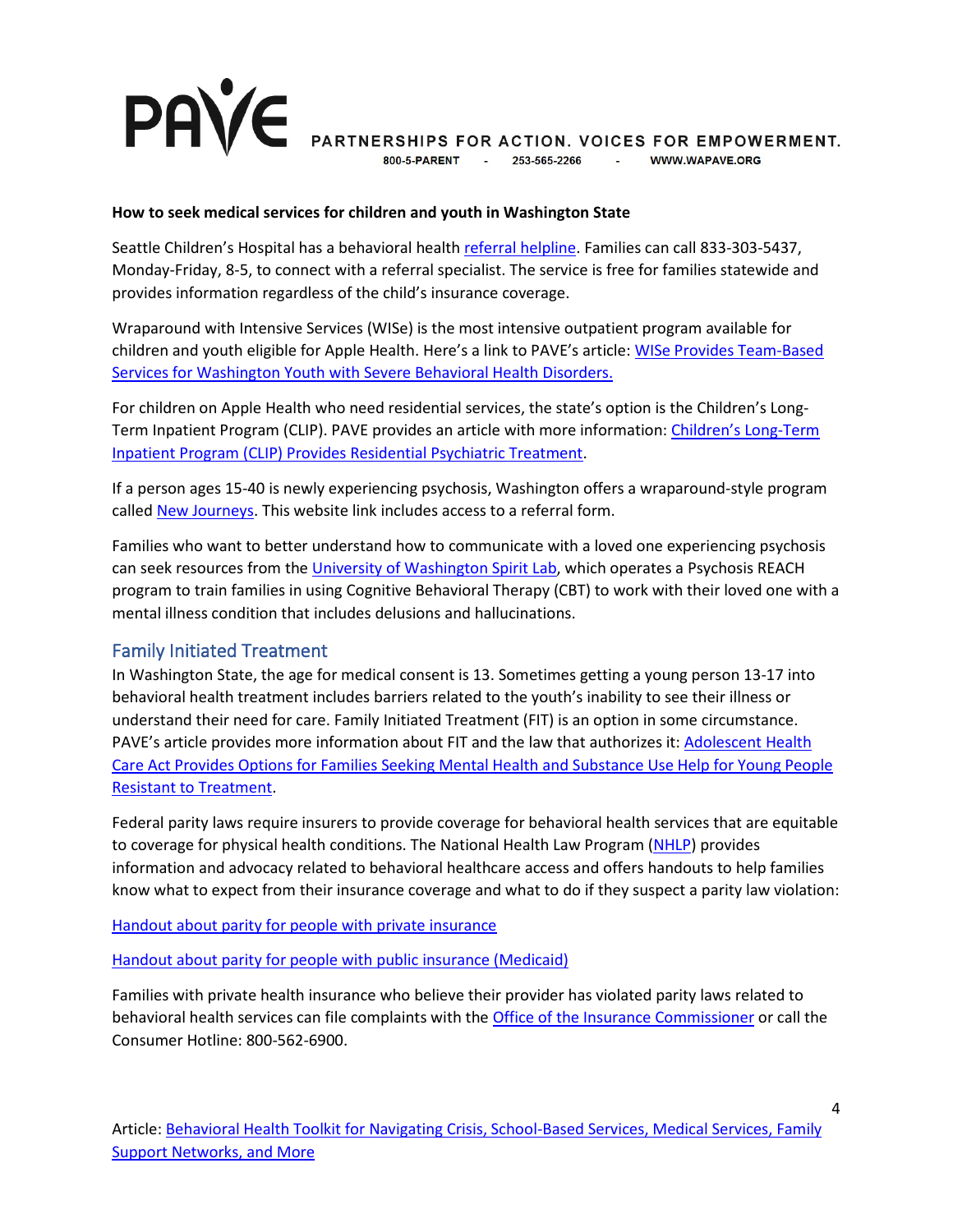**How to seek medical services for children and youth in Washington State**

Seattle Children's Hospital has a behavioral health referral helpline. Families can call 833-303-5437, Monday-Friday, 8-5, to connect with a referral specialist. The service is free for families statewide and provides information regardless of the child's insurance coverage.

Wraparound with Intensive Services (WISe) is the most intensive outpatient program available for children and youth eligible for Apple Health. Here's a link to PAVE's article: WISe Provides Team-Based Services for Washington Youth with Severe Behavioral Health Disorders.

For children on Apple Health who need residential services, the state's option is the Children's Long-Term Inpatient Program (CLIP). PAVE provides an article with more information: Children's Long-Term Inpatient Program (CLIP) Provides Residential Psychiatric Treatment.

If a person ages 15-40 is newly experiencing psychosis, Washington offers a wraparound-style program called New Journeys. This website link includes access to a referral form.

Families who want to better understand how to communicate with a loved one experiencing psychosis can seek resources from the University of Washington Spirit Lab, which operates a Psychosis REACH program to train families in using Cognitive Behavioral Therapy (CBT) to work with their loved one with a mental illness condition that includes delusions and hallucinations.

## Family Initiated Treatment

In Washington State, the age for medical consent is 13. Sometimes getting a young person 13-17 into behavioral health treatment includes barriers related to the youth's inability to see their illness or understand their need for care. Family Initiated Treatment (FIT) is an option in some circumstance. PAVE's article provides more information about FIT and the law that authorizes it: Adolescent Health Care Act Provides Options for Families Seeking Mental Health and Substance Use Help for Young People Resistant to Treatment.

Federal parity laws require insurers to provide coverage for behavioral health services that are equitable to coverage for physical health conditions. The National Health Law Program (NHLP) provides information and advocacy related to behavioral healthcare access and offers handouts to help families know what to expect from their insurance coverage and what to do if they suspect a parity law violation:

Handout about parity for people with private insurance

Handout about parity for people with public insurance (Medicaid)

Families with private health insurance who believe their provider has violated parity laws related to behavioral health services can file complaints with the Office of the Insurance Commissioner or call the Consumer Hotline: 800-562-6900.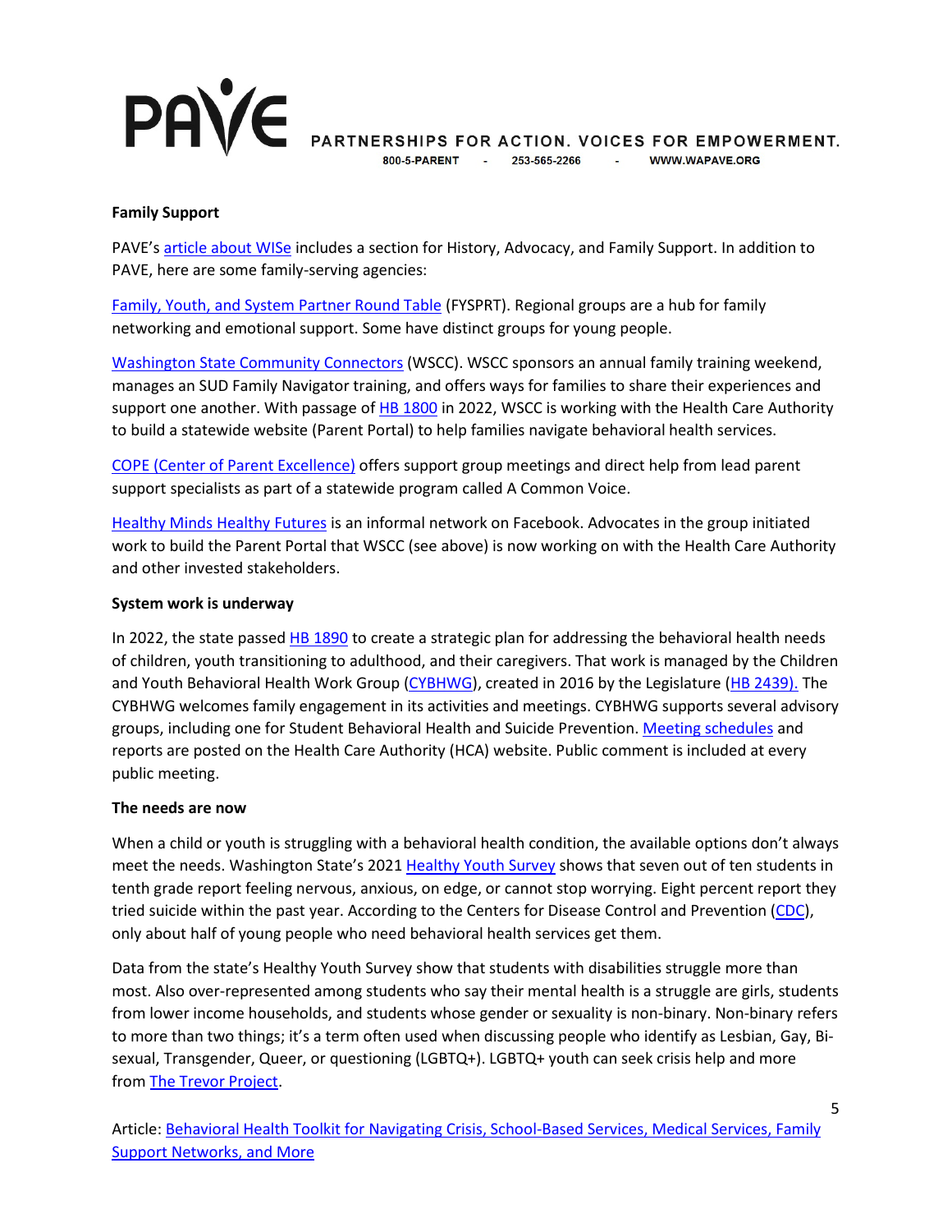**Family Support**

PAVE's article about WISe includes a section for History, Advocacy, and Family Support. In addition to PAVE, here are some family-serving agencies:

Family, Youth, and System Partner Round Table (FYSPRT). Regional groups are a hub for family networking and emotional support. Some have distinct groups for young people.

Washington State Community Connectors (WSCC). WSCC sponsors an annual family training weekend, manages an SUD Family Navigator training, and offers ways for families to share their experiences and support one another. With passage of HB 1800 in 2022, WSCC is working with the Health Care Authority to build a statewide website (Parent Portal) to help families navigate behavioral health services.

COPE (Center of Parent Excellence) offers support group meetings and direct help from lead parent support specialists as part of a statewide program called A Common Voice.

Healthy Minds Healthy Futures is an informal network on Facebook. Advocates in the group initiated work to build the Parent Portal that WSCC (see above) is now working on with the Health Care Authority and other invested stakeholders.

**System work is underway**

In 2022, the state passed HB 1890 to create a strategic plan for addressing the behavioral health needs of children, youth transitioning to adulthood, and their caregivers. That work is managed by the Children and Youth Behavioral Health Work Group (CYBHWG), created in 2016 by the Legislature (HB 2439). The CYBHWG welcomes family engagement in its activities and meetings. CYBHWG supports several advisory groups, including one for Student Behavioral Health and Suicide Prevention. Meeting schedules and reports are posted on the Health Care Authority (HCA) website. Public comment is included at every public meeting.

**The needs are now**

When a child or youth is struggling with a behavioral health condition, the available options don't always meet the needs. Washington State's 2021 Healthy Youth Survey shows that seven out of ten students in tenth grade report feeling nervous, anxious, on edge, or cannot stop worrying. Eight percent report they tried suicide within the past year. According to the Centers for Disease Control and Prevention (CDC), only about half of young people who need behavioral health services get them.

Data from the state's Healthy Youth Survey show that students with disabilities struggle more than most. Also over-represented among students who say their mental health is a struggle are girls, students from lower income households, and students whose gender or sexuality is non-binary. Non-binary refers to more than two things; it's a term often used when discussing people who identify as Lesbian, Gay, Bi-sexual, Transgender, Queer, or questioning (LGBTQ+). LGBTQ+ youth can seek crisis help and more from The Trevor Project.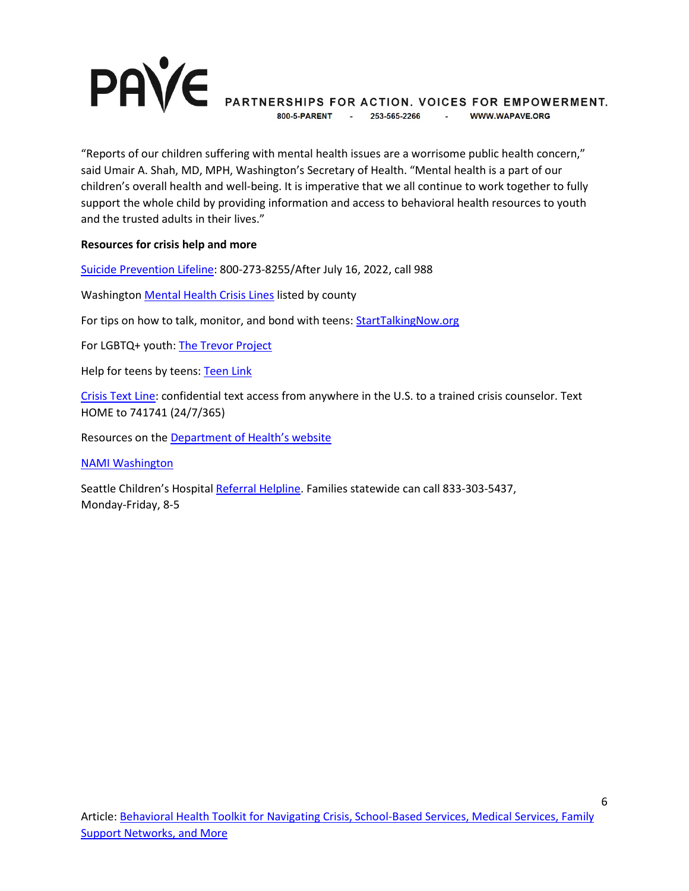"Reports of our children suffering with mental health issues are a worrisome public health concern," said Umair A. Shah, MD, MPH, Washington's Secretary of Health. "Mental health is a part of our children's overall health and well-being. It is imperative that we all continue to work together to fully support the whole child by providing information and access to behavioral health resources to youth and the trusted adults in their lives."

**Resources for crisis help and more**

Suicide Prevention Lifeline: 800-273-8255/After July 16, 2022, call 988

Washington Mental Health Crisis Lines listed by county

For tips on how to talk, monitor, and bond with teens: StartTalkingNow.org

For LGBTQ+ youth: The Trevor Project

Help for teens by teens: Teen Link

Crisis Text Line: confidential text access from anywhere in the U.S. to a trained crisis counselor. Text HOME to 741741 (24/7/365)

Resources on the Department of Health's website

NAMI Washington

Seattle Children's Hospital Referral Helpline. Families statewide can call 833-303-5437, Monday-Friday, 8-5

Article: Behavioral Health Toolkit for Navigating Crisis, School-Based Services, Medical Services, Family Support Networks, and More